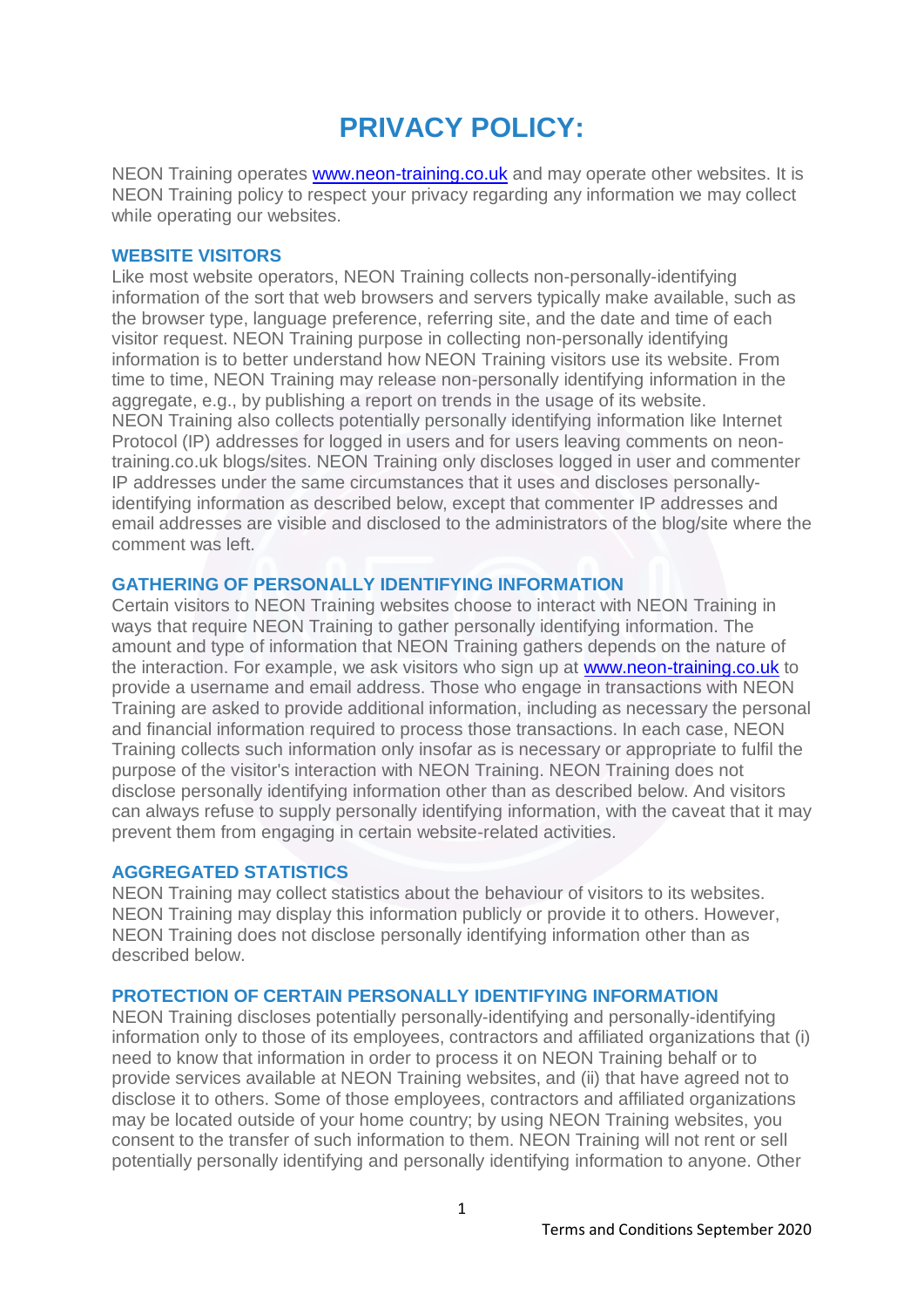# PRIVACY POLICY:

NEON Training operates [www.neon-training.co.uk](http://www.neon-training.co.uk) and may operate other websites. It is NEON Training policy to respect your privacy regarding any information we may collect while operating our websites.

## WEBSITE VISITORS

Like most website operators, NEON Training collects non-personally-identifying information of the sort that web browsers and servers typically make available, such as the browser type, language preference, referring site, and the date and time of each visitor request. NEON Training purpose in collecting non-personally identifying information is to better understand how NEON Training visitors use its website. From time to time, NEON Training may release non-personally identifying information in the aggregate, e.g., by publishing a report on trends in the usage of its website. NEON Training also collects potentially personally identifying information like Internet Protocol (IP) addresses for logged in users and for users leaving comments on neon-training.co.uk blogs/sites. NEON Training only discloses logged in user and commenter IP addresses under the same circumstances that it uses and discloses personally-identifying information as described below, except that commenter IP addresses and email addresses are visible and disclosed to the administrators of the blog/site where the comment was left.

## GATHERING OF PERSONALLY IDENTIFYING INFORMATION

Certain visitors to NEON Training websites choose to interact with NEON Training in ways that require NEON Training to gather personally identifying information. The amount and type of information that NEON Training gathers depends on the nature of the interaction. For example, we ask visitors who sign up at [www.neon-training.co.uk](http://www.neon-training.co.uk) to provide a username and email address. Those who engage in transactions with NEON Training are asked to provide additional information, including as necessary the personal and financial information required to process those transactions. In each case, NEON Training collects such information only insofar as is necessary or appropriate to fulfil the purpose of the visitor's interaction with NEON Training. NEON Training does not disclose personally identifying information other than as described below. And visitors can always refuse to supply personally identifying information, with the caveat that it may prevent them from engaging in certain website-related activities.

## AGGREGATED STATISTICS

NEON Training may collect statistics about the behaviour of visitors to its websites. NEON Training may display this information publicly or provide it to others. However, NEON Training does not disclose personally identifying information other than as described below.

## PROTECTION OF CERTAIN PERSONALLY IDENTIFYING INFORMATION

NEON Training discloses potentially personally-identifying and personally-identifying information only to those of its employees, contractors and affiliated organizations that (i) need to know that information in order to process it on NEON Training behalf or to provide services available at NEON Training websites, and (ii) that have agreed not to disclose it to others. Some of those employees, contractors and affiliated organizations may be located outside of your home country; by using NEON Training websites, you consent to the transfer of such information to them. NEON Training will not rent or sell potentially personally identifying and personally identifying information to anyone. Other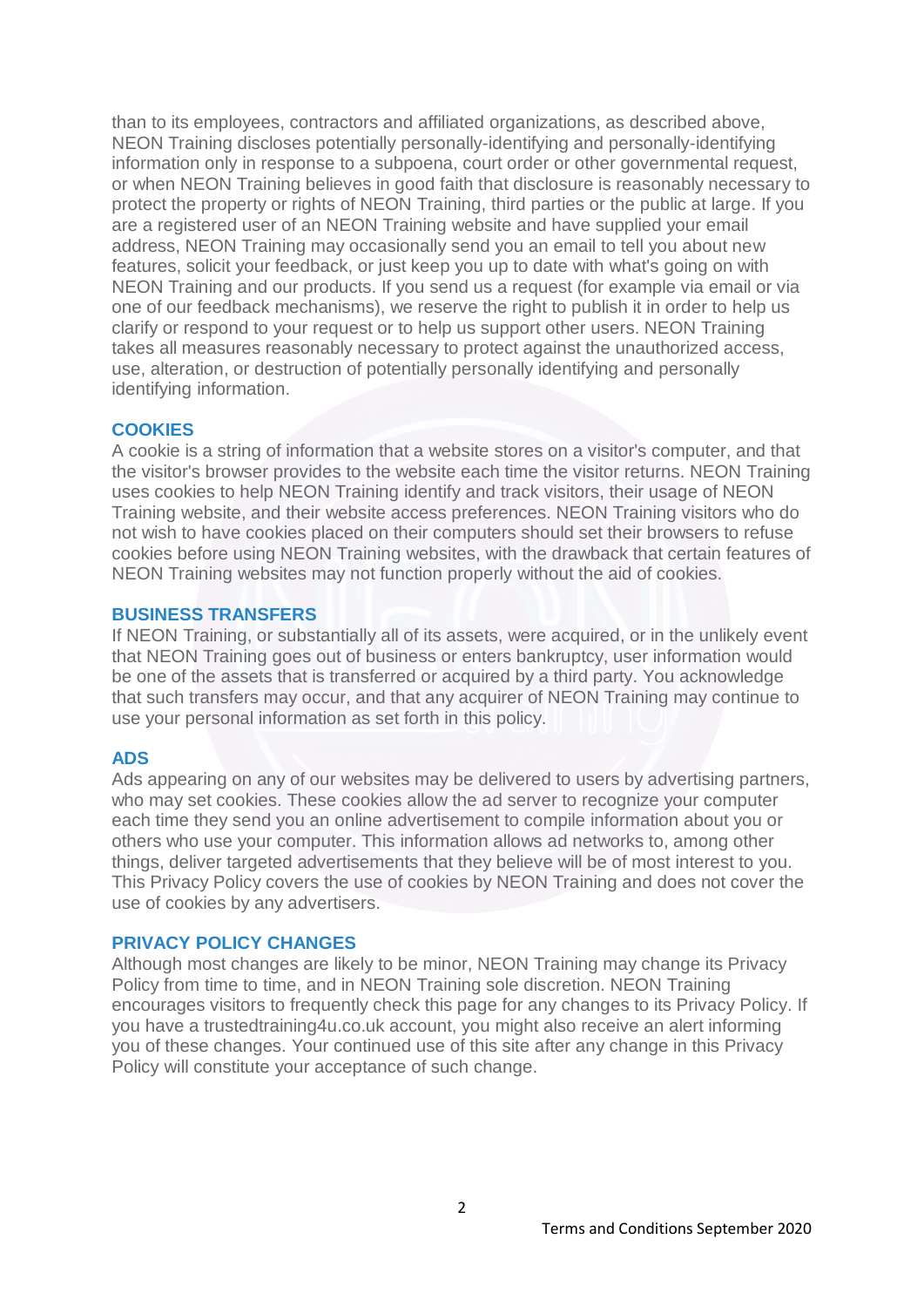than to its employees, contractors and affiliated organizations, as described above, NEON Training discloses potentially personally-identifying and personally-identifying information only in response to a subpoena, court order or other governmental request, or when NEON Training believes in good faith that disclosure is reasonably necessary to protect the property or rights of NEON Training, third parties or the public at large. If you are a registered user of an NEON Training website and have supplied your email address, NEON Training may occasionally send you an email to tell you about new features, solicit your feedback, or just keep you up to date with what's going on with NEON Training and our products. If you send us a request (for example via email or via one of our feedback mechanisms), we reserve the right to publish it in order to help us clarify or respond to your request or to help us support other users. NEON Training takes all measures reasonably necessary to protect against the unauthorized access, use, alteration, or destruction of potentially personally identifying and personally identifying information.

## COOKIES

A cookie is a string of information that a website stores on a visitor's computer, and that the visitor's browser provides to the website each time the visitor returns. NEON Training uses cookies to help NEON Training identify and track visitors, their usage of NEON Training website, and their website access preferences. NEON Training visitors who do not wish to have cookies placed on their computers should set their browsers to refuse cookies before using NEON Training websites, with the drawback that certain features of NEON Training websites may not function properly without the aid of cookies.

## BUSINESS TRANSFERS

If NEON Training, or substantially all of its assets, were acquired, or in the unlikely event that NEON Training goes out of business or enters bankruptcy, user information would be one of the assets that is transferred or acquired by a third party. You acknowledge that such transfers may occur, and that any acquirer of NEON Training may continue to use your personal information as set forth in this policy.

## ADS

Ads appearing on any of our websites may be delivered to users by advertising partners, who may set cookies. These cookies allow the ad server to recognize your computer each time they send you an online advertisement to compile information about you or others who use your computer. This information allows ad networks to, among other things, deliver targeted advertisements that they believe will be of most interest to you. This Privacy Policy covers the use of cookies by NEON Training and does not cover the use of cookies by any advertisers.

## PRIVACY POLICY CHANGES

Although most changes are likely to be minor, NEON Training may change its Privacy Policy from time to time, and in NEON Training sole discretion. NEON Training encourages visitors to frequently check this page for any changes to its Privacy Policy. If you have a trustedtraining4u.co.uk account, you might also receive an alert informing you of these changes. Your continued use of this site after any change in this Privacy Policy will constitute your acceptance of such change.